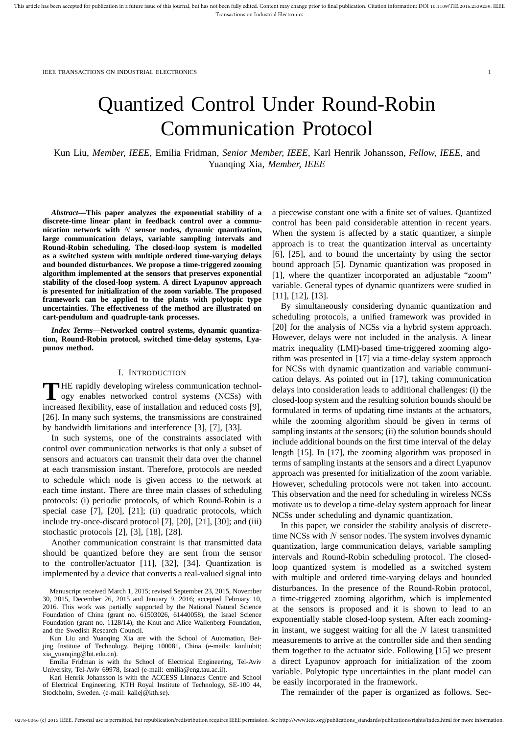# Quantized Control Under Round-Robin Communication Protocol

Kun Liu, *Member, IEEE,* Emilia Fridman, *Senior Member, IEEE,* Karl Henrik Johansson, *Fellow, IEEE,* and Yuanqing Xia, *Member, IEEE*

***Abstract*—This paper analyzes the exponential stability of a discrete-time linear plant in feedback control over a communication network with $N$ sensor nodes, dynamic quantization, large communication delays, variable sampling intervals and Round-Robin scheduling. The closed-loop system is modelled as a switched system with multiple ordered time-varying delays and bounded disturbances. We propose a time-triggered zooming algorithm implemented at the sensors that preserves exponential stability of the closed-loop system. A direct Lyapunov approach is presented for initialization of the zoom variable. The proposed framework can be applied to the plants with polytopic type uncertainties. The effectiveness of the method are illustrated on cart-pendulum and quadruple-tank processes.**

***Index Terms*—Networked control systems, dynamic quantization, Round-Robin protocol, switched time-delay systems, Lyapunov method.**

## I. Introduction

The rapidly developing wireless communication technology enables networked control systems (NCSs) with increased flexibility, ease of installation and reduced costs [9], [26]. In many such systems, the transmissions are constrained by bandwidth limitations and interference [3], [7], [33].

In such systems, one of the constraints associated with control over communication networks is that only a subset of sensors and actuators can transmit their data over the channel at each transmission instant. Therefore, protocols are needed to schedule which node is given access to the network at each time instant. There are three main classes of scheduling protocols: (i) periodic protocols, of which Round-Robin is a special case [7], [20], [21]; (ii) quadratic protocols, which include try-once-discard protocol [7], [20], [21], [30]; and (iii) stochastic protocols [2], [3], [18], [28].

Another communication constraint is that transmitted data should be quantized before they are sent from the sensor to the controller/actuator [11], [32], [34]. Quantization is implemented by a device that converts a real-valued signal into a piecewise constant one with a finite set of values. Quantized control has been paid considerable attention in recent years. When the system is affected by a static quantizer, a simple approach is to treat the quantization interval as uncertainty [6], [25], and to bound the uncertainty by using the sector bound approach [5]. Dynamic quantization was proposed in [1], where the quantizer incorporated an adjustable "zoom" variable. General types of dynamic quantizers were studied in [11], [12], [13].

By simultaneously considering dynamic quantization and scheduling protocols, a unified framework was provided in [20] for the analysis of NCSs via a hybrid system approach. However, delays were not included in the analysis. A linear matrix inequality (LMI)-based time-triggered zooming algorithm was presented in [17] via a time-delay system approach for NCSs with dynamic quantization and variable communication delays. As pointed out in [17], taking communication delays into consideration leads to additional challenges: (i) the closed-loop system and the resulting solution bounds should be formulated in terms of updating time instants at the actuators, while the zooming algorithm should be given in terms of sampling instants at the sensors; (ii) the solution bounds should include additional bounds on the first time interval of the delay length [15]. In [17], the zooming algorithm was proposed in terms of sampling instants at the sensors and a direct Lyapunov approach was presented for initialization of the zoom variable. However, scheduling protocols were not taken into account. This observation and the need for scheduling in wireless NCSs motivate us to develop a time-delay system approach for linear NCSs under scheduling and dynamic quantization.

In this paper, we consider the stability analysis of discrete-time NCSs with $N$ sensor nodes. The system involves dynamic quantization, large communication delays, variable sampling intervals and Round-Robin scheduling protocol. The closed-loop quantized system is modelled as a switched system with multiple and ordered time-varying delays and bounded disturbances. In the presence of the Round-Robin protocol, a time-triggered zooming algorithm, which is implemented at the sensors is proposed and it is shown to lead to an exponentially stable closed-loop system. After each zooming-in instant, we suggest waiting for all the $N$ latest transmitted measurements to arrive at the controller side and then sending them together to the actuator side. Following [15] we present a direct Lyapunov approach for initialization of the zoom variable. Polytopic type uncertainties in the plant model can be easily incorporated in the framework.

The remainder of the paper is organized as follows. Sec-

Manuscript received March 1, 2015; revised September 23, 2015, November 30, 2015, December 26, 2015 and January 9, 2016; accepted February 10, 2016. This work was partially supported by the National Natural Science Foundation of China (grant no. 61503026, 61440058), the Israel Science Foundation (grant no. 1128/14), the Knut and Alice Wallenberg Foundation, and the Swedish Research Council.

Kun Liu and Yuanqing Xia are with the School of Automation, Beijing Institute of Technology, Beijing 100081, China (e-mails: kunliubit; xia_yuanqing@bit.edu.cn).

Emilia Fridman is with the School of Electrical Engineering, Tel-Aviv University, Tel-Aviv 69978, Israel (e-mail: emilia@eng.tau.ac.il).

Karl Henrik Johansson is with the ACCESS Linnaeus Centre and School of Electrical Engineering, KTH Royal Institute of Technology, SE-100 44, Stockholm, Sweden. (e-mail: kallej@kth.se).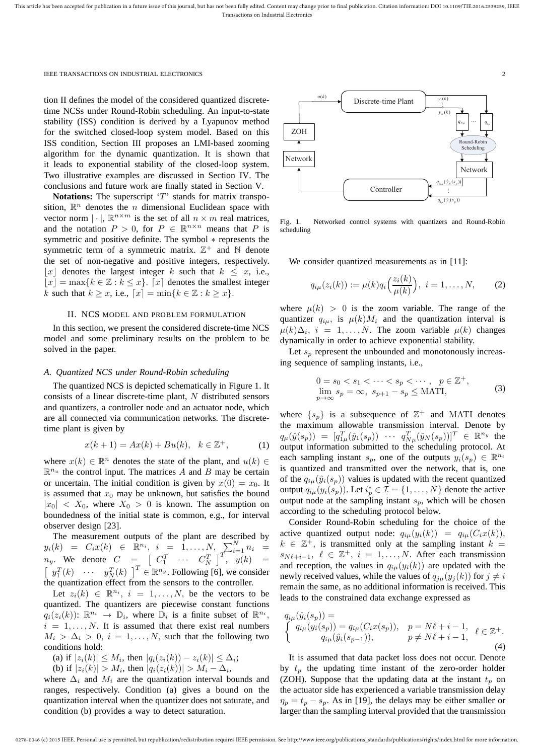tion II defines the model of the considered quantized discrete-time NCSs under Round-Robin scheduling. An input-to-state stability (ISS) condition is derived by a Lyapunov method for the switched closed-loop system model. Based on this ISS condition, Section III proposes an LMI-based zooming algorithm for the dynamic quantization. It is shown that it leads to exponential stability of the closed-loop system. Two illustrative examples are discussed in Section IV. The conclusions and future work are finally stated in Section V.

**Notations:** The superscript '$T$' stands for matrix transposition, $\mathbb{R}^n$ denotes the $n$ dimensional Euclidean space with vector norm $|\cdot|$, $\mathbb{R}^{n\times m}$ is the set of all $n \times m$ real matrices, and the notation $P > 0$, for $P \in \mathbb{R}^{n\times n}$ means that $P$ is symmetric and positive definite. The symbol $*$ represents the symmetric term of a symmetric matrix. $\mathbb{Z}^+$ and $\mathbb{N}$ denote the set of non-negative and positive integers, respectively. $\lfloor x \rfloor$ denotes the largest integer $k$ such that $k \leq x$, i.e., $\lfloor x \rfloor = \max\{k \in \mathbb{Z} : k \leq x\}$. $\lceil x \rceil$ denotes the smallest integer $k$ such that $k \geq x$, i.e., $\lceil x \rceil = \min\{k \in \mathbb{Z} : k \geq x\}$.

## II. NCS model and problem formulation

In this section, we present the considered discrete-time NCS model and some preliminary results on the problem to be solved in the paper.

### A. Quantized NCS under Round-Robin scheduling

The quantized NCS is depicted schematically in Figure 1. It consists of a linear discrete-time plant, $N$ distributed sensors and quantizers, a controller node and an actuator node, which are all connected via communication networks. The discrete-time plant is given by

$$x(k+1) = Ax(k) + Bu(k), \quad k \in \mathbb{Z}^+, \tag{1}$$

where $x(k) \in \mathbb{R}^n$ denotes the state of the plant, and $u(k) \in \mathbb{R}^{n_u}$ the control input. The matrices $A$ and $B$ may be certain or uncertain. The initial condition is given by $x(0) = x_0$. It is assumed that $x_0$ may be unknown, but satisfies the bound $|x_0| < X_0$, where $X_0 > 0$ is known. The assumption on boundedness of the initial state is common, e.g., for interval observer design [23].

The measurement outputs of the plant are described by $y_i(k) = C_i x(k) \in \mathbb{R}^{n_i}$, $i = 1, \ldots, N$, $\sum_{i=1}^N n_i = n_y$. We denote $C = \begin{bmatrix} C_1^T & \cdots & C_N^T \end{bmatrix}^T$, $y(k) = \begin{bmatrix} y_1^T(k) & \cdots & y_N^T(k) \end{bmatrix}^T \in \mathbb{R}^{n_y}$. Following [6], we consider the quantization effect from the sensors to the controller.

Let $z_i(k) \in \mathbb{R}^{n_i}$, $i = 1, \ldots, N$, be the vectors to be quantized. The quantizers are piecewise constant functions $q_i(z_i(k))$: $\mathbb{R}^{n_i} \to \mathbb{D}_i$, where $\mathbb{D}_i$ is a finite subset of $\mathbb{R}^{n_i}$, $i = 1, \ldots, N$. It is assumed that there exist real numbers $M_i > \Delta_i > 0$, $i = 1, \ldots, N$, such that the following two conditions hold:

(a) if $|z_i(k)| \leq M_i$, then $|q_i(z_i(k)) - z_i(k)| \leq \Delta_i$;

(b) if $|z_i(k)| > M_i$, then $|q_i(z_i(k))| > M_i - \Delta_i$,

where $\Delta_i$ and $M_i$ are the quantization interval bounds and ranges, respectively. Condition (a) gives a bound on the quantization interval when the quantizer does not saturate, and condition (b) provides a way to detect saturation.

Fig. 1. Networked control systems with quantizers and Round-Robin scheduling

We consider quantized measurements as in [11]:

$$q_{i\mu}(z_i(k)) := \mu(k) q_i\Big(\frac{z_i(k)}{\mu(k)}\Big), \ i = 1, \ldots, N, \tag{2}$$

where $\mu(k) > 0$ is the zoom variable. The range of the quantizer $q_{i\mu}$ is $\mu(k) M_i$ and the quantization interval is $\mu(k)\Delta_i$, $i = 1, \ldots, N$. The zoom variable $\mu(k)$ changes dynamically in order to achieve exponential stability.

Let $s_p$ represent the unbounded and monotonously increasing sequence of sampling instants, i.e.,

$$\begin{aligned} &0 = s_0 < s_1 < \cdots < s_p < \cdots, \ \ p \in \mathbb{Z}^+, \\ &\lim_{p\to\infty} s_p = \infty, \ s_{p+1} - s_p \leq \mathrm{MATI}, \end{aligned} \tag{3}$$

where $\{s_p\}$ is a subsequence of $\mathbb{Z}^+$ and $\mathrm{MATI}$ denotes the maximum allowable transmission interval. Denote by $q_\mu(\hat{y}(s_p)) = [q_{1\mu}^T(\hat{y}_1(s_p)) \ \cdots \ q_{N\mu}^T(\hat{y}_N(s_p))]^T \in \mathbb{R}^{n_y}$ the output information submitted to the scheduling protocol. At each sampling instant $s_p$, one of the outputs $y_i(s_p) \in \mathbb{R}^{n_i}$ is quantized and transmitted over the network, that is, one of the $q_{i\mu}(\hat{y}_i(s_p))$ values is updated with the recent quantized output $q_{i\mu}(y_i(s_p))$. Let $i_p^* \in \mathcal{I} = \{1, \ldots, N\}$ denote the active output node at the sampling instant $s_p$, which will be chosen according to the scheduling protocol below.

Consider Round-Robin scheduling for the choice of the active quantized output node: $q_{i\mu}(y_i(k)) = q_{i\mu}(C_i x(k))$, $k \in \mathbb{Z}^+$, is transmitted only at the sampling instant $k = s_{N\ell+i-1}$, $\ell \in \mathbb{Z}^+$, $i = 1, \ldots, N$. After each transmission and reception, the values in $q_{i\mu}(y_i(k))$ are updated with the newly received values, while the values of $q_{j\mu}(y_j(k))$ for $j \neq i$ remain the same, as no additional information is received. This leads to the constrained data exchange expressed as

$$q_{i\mu}(\hat{y}_i(s_p)) = \begin{cases} q_{i\mu}(y_i(s_p)) = q_{i\mu}(C_i x(s_p)), & p = N\ell + i - 1, \\ q_{i\mu}(\hat{y}_i(s_{p-1})), & p \neq N\ell + i - 1, \end{cases} \ \ \ell \in \mathbb{Z}^+. \tag{4}$$

It is assumed that data packet loss does not occur. Denote by $t_p$ the updating time instant of the zero-order holder (ZOH). Suppose that the updating data at the instant $t_p$ on the actuator side has experienced a variable transmission delay $\eta_p = t_p - s_p$. As in [19], the delays may be either smaller or larger than the sampling interval provided that the transmission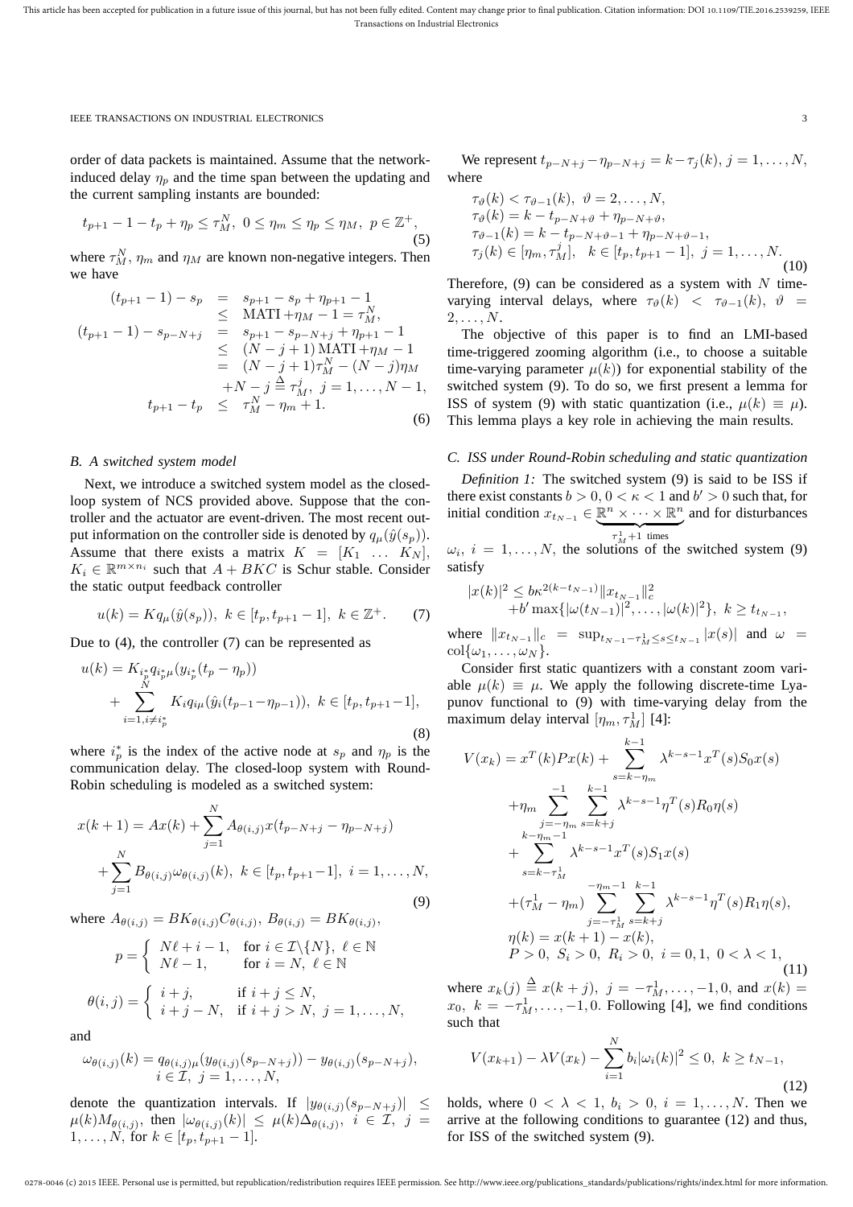order of data packets is maintained. Assume that the network-induced delay $\eta_p$ and the time span between the updating and the current sampling instants are bounded:

$$t_{p+1} - 1 - t_p + \eta_p \le \tau_M^N,\ 0 \le \eta_m \le \eta_p \le \eta_M,\ p \in \mathbb{Z}^+, \tag{5}$$

where $\tau_M^N$, $\eta_m$ and $\eta_M$ are known non-negative integers. Then we have

$$\begin{aligned}
(t_{p+1}-1) - s_p &= s_{p+1} - s_p + \eta_{p+1} - 1 \\
&\le \mathrm{MATI} + \eta_M - 1 = \tau_M^N, \\
(t_{p+1}-1) - s_{p-N+j} &= s_{p+1} - s_{p-N+j} + \eta_{p+1} - 1 \\
&\le (N-j+1)\,\mathrm{MATI} + \eta_M - 1 \\
&= (N-j+1)\tau_M^N - (N-j)\eta_M \\
&\quad + N - j \stackrel{\Delta}{=} \tau_M^j,\ j = 1, \ldots, N-1, \\
t_{p+1} - t_p &\le \tau_M^N - \eta_m + 1.
\end{aligned} \tag{6}$$

### B. A switched system model

Next, we introduce a switched system model as the closed-loop system of NCS provided above. Suppose that the controller and the actuator are event-driven. The most recent output information on the controller side is denoted by $q_\mu(\hat{y}(s_p))$. Assume that there exists a matrix $K = [K_1\ \ldots\ K_N]$, $K_i \in \mathbb{R}^{m \times n_i}$ such that $A + BKC$ is Schur stable. Consider the static output feedback controller

$$u(k) = K q_\mu(\hat{y}(s_p)),\ k \in [t_p, t_{p+1}-1],\ k \in \mathbb{Z}^+. \tag{7}$$

Due to (4), the controller (7) can be represented as

$$\begin{aligned}
u(k) &= K_{i_p^*} q_{i_p^* \mu}(y_{i_p^*}(t_p - \eta_p)) \\
&\quad + \sum_{i=1, i \ne i_p^*}^{N} K_i q_{i\mu}(\hat{y}_i(t_{p-1} - \eta_{p-1})),\ k \in [t_p, t_{p+1}-1],
\end{aligned} \tag{8}$$

where $i_p^*$ is the index of the active node at $s_p$ and $\eta_p$ is the communication delay. The closed-loop system with Round-Robin scheduling is modeled as a switched system:

$$\begin{aligned}
x(k+1) &= Ax(k) + \sum_{j=1}^{N} A_{\theta(i,j)} x(t_{p-N+j} - \eta_{p-N+j}) \\
&\quad + \sum_{j=1}^{N} B_{\theta(i,j)} \omega_{\theta(i,j)}(k),\ k \in [t_p, t_{p+1}-1],\ i = 1, \ldots, N,
\end{aligned} \tag{9}$$

where $A_{\theta(i,j)} = BK_{\theta(i,j)} C_{\theta(i,j)}$, $B_{\theta(i,j)} = BK_{\theta(i,j)}$,

$$p = \begin{cases} N\ell + i - 1, & \text{for } i \in \mathcal{I} \backslash \{N\},\ \ell \in \mathbb{N} \\ N\ell - 1, & \text{for } i = N,\ \ell \in \mathbb{N} \end{cases}$$

$$\theta(i,j) = \begin{cases} i + j, & \text{if } i + j \le N, \\ i + j - N, & \text{if } i + j > N,\ j = 1, \ldots, N, \end{cases}$$

and

$$\begin{aligned}
\omega_{\theta(i,j)}(k) &= q_{\theta(i,j)\mu}(y_{\theta(i,j)}(s_{p-N+j})) - y_{\theta(i,j)}(s_{p-N+j}), \\
&\quad i \in \mathcal{I},\ j = 1, \ldots, N,
\end{aligned}$$

denote the quantization intervals. If $|y_{\theta(i,j)}(s_{p-N+j})| \le \mu(k) M_{\theta(i,j)}$, then $|\omega_{\theta(i,j)}(k)| \le \mu(k) \Delta_{\theta(i,j)}$, $i \in \mathcal{I}$, $j = 1, \ldots, N$, for $k \in [t_p, t_{p+1}-1]$.

We represent $t_{p-N+j} - \eta_{p-N+j} = k - \tau_j(k)$, $j = 1, \ldots, N$, where

$$\begin{aligned}
&\tau_\vartheta(k) < \tau_{\vartheta-1}(k),\ \vartheta = 2, \ldots, N, \\
&\tau_\vartheta(k) = k - t_{p-N+\vartheta} + \eta_{p-N+\vartheta}, \\
&\tau_{\vartheta-1}(k) = k - t_{p-N+\vartheta-1} + \eta_{p-N+\vartheta-1}, \\
&\tau_j(k) \in [\eta_m, \tau_M^j],\quad k \in [t_p, t_{p+1}-1],\ j = 1, \ldots, N.
\end{aligned} \tag{10}$$

Therefore, (9) can be considered as a system with $N$ time-varying interval delays, where $\tau_\vartheta(k) < \tau_{\vartheta-1}(k)$, $\vartheta = 2, \ldots, N$.

The objective of this paper is to find an LMI-based time-triggered zooming algorithm (i.e., to choose a suitable time-varying parameter $\mu(k)$) for exponential stability of the switched system (9). To do so, we first present a lemma for ISS of system (9) with static quantization (i.e., $\mu(k) \equiv \mu$). This lemma plays a key role in achieving the main results.

### C. ISS under Round-Robin scheduling and static quantization

*Definition 1:* The switched system (9) is said to be ISS if there exist constants $b > 0$, $0 < \kappa < 1$ and $b' > 0$ such that, for initial condition $x_{t_{N-1}} \in \underbrace{\mathbb{R}^n \times \cdots \times \mathbb{R}^n}_{\tau_M^1 + 1 \text{ times}}$ and for disturbances $\omega_i$, $i = 1, \ldots, N$, the solutions of the switched system (9) satisfy

$$\begin{aligned}
|x(k)|^2 &\le b\kappa^{2(k - t_{N-1})} \|x_{t_{N-1}}\|_c^2 \\
&\quad + b' \max\{|\omega(t_{N-1})|^2, \ldots, |\omega(k)|^2\},\ k \ge t_{t_{N-1}},
\end{aligned}$$

where $\|x_{t_{N-1}}\|_c = \sup_{t_{N-1} - \tau_M^1 \le s \le t_{N-1}} |x(s)|$ and $\omega = \mathrm{col}\{\omega_1, \ldots, \omega_N\}$.

Consider first static quantizers with a constant zoom variable $\mu(k) \equiv \mu$. We apply the following discrete-time Lyapunov functional to (9) with time-varying delay from the maximum delay interval $[\eta_m, \tau_M^1]$ [4]:

$$\begin{aligned}
V(x_k) &= x^T(k) P x(k) + \sum_{s=k-\eta_m}^{k-1} \lambda^{k-s-1} x^T(s) S_0 x(s) \\
&\quad + \eta_m \sum_{j=-\eta_m}^{-1} \sum_{s=k+j}^{k-1} \lambda^{k-s-1} \eta^T(s) R_0 \eta(s) \\
&\quad + \sum_{s=k-\tau_M^1}^{k-\eta_m-1} \lambda^{k-s-1} x^T(s) S_1 x(s) \\
&\quad + (\tau_M^1 - \eta_m) \sum_{j=-\tau_M^1}^{-\eta_m-1} \sum_{s=k+j}^{k-1} \lambda^{k-s-1} \eta^T(s) R_1 \eta(s), \\
&\eta(k) = x(k+1) - x(k), \\
&P > 0,\ S_i > 0,\ R_i > 0,\ i = 0, 1,\ 0 < \lambda < 1,
\end{aligned} \tag{11}$$

where $x_k(j) \stackrel{\Delta}{=} x(k+j)$, $j = -\tau_M^1, \ldots, -1, 0$, and $x(k) = x_0$, $k = -\tau_M^1, \ldots, -1, 0$. Following [4], we find conditions such that

$$V(x_{k+1}) - \lambda V(x_k) - \sum_{i=1}^{N} b_i |\omega_i(k)|^2 \le 0,\ k \ge t_{N-1}, \tag{12}$$

holds, where $0 < \lambda < 1$, $b_i > 0$, $i = 1, \ldots, N$. Then we arrive at the following conditions to guarantee (12) and thus, for ISS of the switched system (9).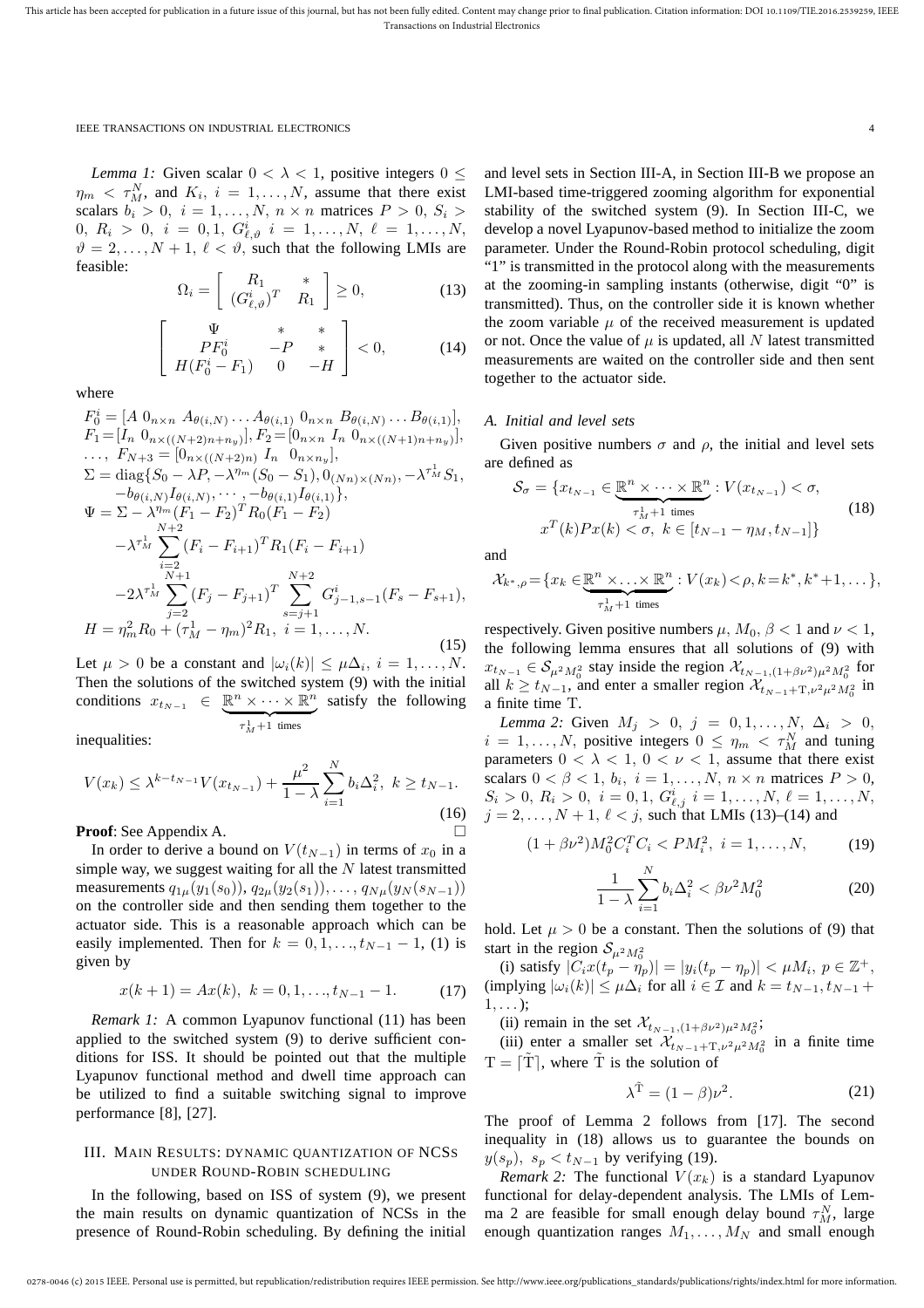*Lemma 1:* Given scalar $0 < \lambda < 1$, positive integers $0 \leq \eta_m < \tau_M^N$, and $K_i,\ i = 1,\ldots,N$, assume that there exist scalars $b_i > 0,\ i = 1,\ldots,N$, $n \times n$ matrices $P > 0,\ S_i > 0,\ R_i > 0,\ i = 0,1,\ G^i_{\ell,\vartheta}\ i = 1,\ldots,N,\ \ell = 1,\ldots,N,\ \vartheta = 2,\ldots,N+1,\ \ell < \vartheta$, such that the following LMIs are feasible:

$$\Omega_i = \begin{bmatrix} R_1 & * \\ (G^i_{\ell,\vartheta})^T & R_1 \end{bmatrix} \geq 0, \tag{13}$$

$$\begin{bmatrix} \Psi & * & * \\ PF_0^i & -P & * \\ H(F_0^i - F_1) & 0 & -H \end{bmatrix} < 0, \tag{14}$$

where

$$\begin{aligned}
&F_0^i = [A\ 0_{n\times n}\ A_{\theta(i,N)} \ldots A_{\theta(i,1)}\ 0_{n\times n}\ B_{\theta(i,N)} \ldots B_{\theta(i,1)}],\\
&F_1 = [I_n\ 0_{n\times((N+2)n+n_y)}], F_2 = [0_{n\times n}\ I_n\ 0_{n\times((N+1)n+n_y)}],\\
&\ldots,\ F_{N+3} = [0_{n\times((N+2)n)}\ I_n\ \ 0_{n\times n_y}],\\
&\Sigma = \mathrm{diag}\{S_0 - \lambda P, -\lambda^{\eta_m}(S_0 - S_1), 0_{(Nn)\times(Nn)}, -\lambda^{\tau_M^1} S_1,\\
&\quad -b_{\theta(i,N)} I_{\theta(i,N)}, \cdots, -b_{\theta(i,1)} I_{\theta(i,1)}\},\\
&\Psi = \Sigma - \lambda^{\eta_m}(F_1 - F_2)^T R_0 (F_1 - F_2)\\
&\quad -\lambda^{\tau_M^1} \sum_{i=2}^{N+2} (F_i - F_{i+1})^T R_1 (F_i - F_{i+1})\\
&\quad -2\lambda^{\tau_M^1} \sum_{j=2}^{N+1} (F_j - F_{j+1})^T \sum_{s=j+1}^{N+2} G^i_{j-1,s-1}(F_s - F_{s+1}),\\
&H = \eta_m^2 R_0 + (\tau_M^1 - \eta_m)^2 R_1,\ i = 1,\ldots,N.
\end{aligned} \tag{15}$$

Let $\mu > 0$ be a constant and $|\omega_i(k)| \leq \mu\Delta_i,\ i = 1,\ldots,N$. Then the solutions of the switched system (9) with the initial conditions $x_{t_{N-1}} \in \underbrace{\mathbb{R}^n \times \cdots \times \mathbb{R}^n}_{\tau_M^1+1 \text{ times}}$ satisfy the following inequalities:

$$V(x_k) \leq \lambda^{k-t_{N-1}} V(x_{t_{N-1}}) + \frac{\mu^2}{1-\lambda}\sum_{i=1}^{N} b_i \Delta_i^2,\ k \geq t_{N-1}. \tag{16}$$

**Proof**: See Appendix A. □

In order to derive a bound on $V(t_{N-1})$ in terms of $x_0$ in a simple way, we suggest waiting for all the $N$ latest transmitted measurements $q_{1\mu}(y_1(s_0)), q_{2\mu}(y_2(s_1)),\ldots, q_{N\mu}(y_N(s_{N-1}))$ on the controller side and then sending them together to the actuator side. This is a reasonable approach which can be easily implemented. Then for $k = 0,1,\ldots,t_{N-1}-1$, (1) is given by

$$x(k+1) = Ax(k),\ k = 0,1,\ldots,t_{N-1}-1. \tag{17}$$

*Remark 1:* A common Lyapunov functional (11) has been applied to the switched system (9) to derive sufficient conditions for ISS. It should be pointed out that the multiple Lyapunov functional method and dwell time approach can be utilized to find a suitable switching signal to improve performance [8], [27].

## III. Main Results: Dynamic Quantization of NCSs under Round-Robin Scheduling

In the following, based on ISS of system (9), we present the main results on dynamic quantization of NCSs in the presence of Round-Robin scheduling. By defining the initial and level sets in Section III-A, in Section III-B we propose an LMI-based time-triggered zooming algorithm for exponential stability of the switched system (9). In Section III-C, we develop a novel Lyapunov-based method to initialize the zoom parameter. Under the Round-Robin protocol scheduling, digit "1" is transmitted in the protocol along with the measurements at the zooming-in sampling instants (otherwise, digit "0" is transmitted). Thus, on the controller side it is known whether the zoom variable $\mu$ of the received measurement is updated or not. Once the value of $\mu$ is updated, all $N$ latest transmitted measurements are waited on the controller side and then sent together to the actuator side.

### A. Initial and level sets

Given positive numbers $\sigma$ and $\rho$, the initial and level sets are defined as

$$\begin{aligned}\mathcal{S}_\sigma = \{x_{t_{N-1}} \in \underbrace{\mathbb{R}^n \times \cdots \times \mathbb{R}^n}_{\tau_M^1+1 \text{ times}} : V(x_{t_{N-1}}) < \sigma,\\ x^T(k)Px(k) < \sigma,\ k \in [t_{N-1} - \eta_M, t_{N-1}]\}\end{aligned} \tag{18}$$

and

$$\mathcal{X}_{k^*,\rho} = \{x_k \in \underbrace{\mathbb{R}^n \times \ldots \times \mathbb{R}^n}_{\tau_M^1+1 \text{ times}} : V(x_k) < \rho, k = k^*, k^*+1,\ldots\},$$

respectively. Given positive numbers $\mu$, $M_0$, $\beta < 1$ and $\nu < 1$, the following lemma ensures that all solutions of (9) with $x_{t_{N-1}} \in \mathcal{S}_{\mu^2 M_0^2}$ stay inside the region $\mathcal{X}_{t_{N-1},(1+\beta\nu^2)\mu^2 M_0^2}$ for all $k \geq t_{N-1}$, and enter a smaller region $\mathcal{X}_{t_{N-1}+\mathrm{T},\nu^2\mu^2 M_0^2}$ in a finite time T.

*Lemma 2:* Given $M_j > 0,\ j = 0,1,\ldots,N$, $\Delta_i > 0$, $i = 1,\ldots,N$, positive integers $0 \leq \eta_m < \tau_M^N$ and tuning parameters $0 < \lambda < 1$, $0 < \nu < 1$, assume that there exist scalars $0 < \beta < 1$, $b_i,\ i = 1,\ldots,N$, $n \times n$ matrices $P > 0$, $S_i > 0,\ R_i > 0,\ i = 0,1,\ G^i_{\ell,j}\ i = 1,\ldots,N,\ \ell = 1,\ldots,N$, $j = 2,\ldots,N+1,\ \ell < j$, such that LMIs (13)–(14) and

$$(1+\beta\nu^2)M_0^2 C_i^T C_i < PM_i^2,\ i = 1,\ldots,N, \tag{19}$$

$$\frac{1}{1-\lambda}\sum_{i=1}^{N} b_i \Delta_i^2 < \beta\nu^2 M_0^2 \tag{20}$$

hold. Let $\mu > 0$ be a constant. Then the solutions of (9) that start in the region $\mathcal{S}_{\mu^2 M_0^2}$

(i) satisfy $|C_i x(t_p - \eta_p)| = |y_i(t_p - \eta_p)| < \mu M_i,\ p \in \mathbb{Z}^+$, (implying $|\omega_i(k)| \leq \mu\Delta_i$ for all $i \in \mathcal{I}$ and $k = t_{N-1}, t_{N-1}+1,\ldots$);

(ii) remain in the set $\mathcal{X}_{t_{N-1},(1+\beta\nu^2)\mu^2 M_0^2}$;

(iii) enter a smaller set $\mathcal{X}_{t_{N-1}+\mathrm{T},\nu^2\mu^2 M_0^2}$ in a finite time $\mathrm{T} = \lceil \tilde{\mathrm{T}} \rceil$, where $\tilde{\mathrm{T}}$ is the solution of

$$\lambda^{\tilde{\mathrm{T}}} = (1-\beta)\nu^2. \tag{21}$$

The proof of Lemma 2 follows from [17]. The second inequality in (18) allows us to guarantee the bounds on $y(s_p),\ s_p < t_{N-1}$ by verifying (19).

*Remark 2:* The functional $V(x_k)$ is a standard Lyapunov functional for delay-dependent analysis. The LMIs of Lemma 2 are feasible for small enough delay bound $\tau_M^N$, large enough quantization ranges $M_1,\ldots,M_N$ and small enough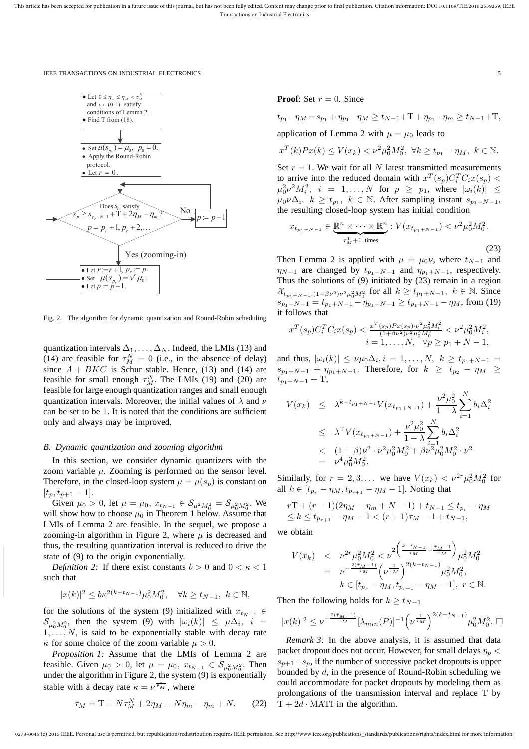- Let $0 \le \eta_m \le \eta_M < \tau_M^N$ and $\nu \in (0,1)$ satisfy conditions of Lemma 2.
- Find T from (18).

- Set $\mu(s_{p_0}) = \mu_0$, $p_0 = 0$.
- Apply the Round-Robin protocol.
- Let $r = 0$.

Does $s_p$ satisfy $s_p \ge s_{p_r+N-1} + \mathrm{T} + 2\eta_M - \eta_m$? $p = p_r+1, p_r+2, \ldots$

No: $p := p+1$

Yes (zooming-in)

- Let $r := r+1$, $p_r := p$.
- Set $\mu(s_{p_r}) = \nu^r \mu_0$.
- Let $p := p+1$.

Fig. 2. The algorithm for dynamic quantization and Round-Robin scheduling

quantization intervals $\Delta_1, \ldots, \Delta_N$. Indeed, the LMIs (13) and (14) are feasible for $\tau_M^N = 0$ (i.e., in the absence of delay) since $A + BKC$ is Schur stable. Hence, (13) and (14) are feasible for small enough $\tau_M^N$. The LMIs (19) and (20) are feasible for large enough quantization ranges and small enough quantization intervals. Moreover, the initial values of $\lambda$ and $\nu$ can be set to be 1. It is noted that the conditions are sufficient only and always may be improved.

### B. Dynamic quantization and zooming algorithm

In this section, we consider dynamic quantizers with the zoom variable $\mu$. Zooming is performed on the sensor level. Therefore, in the closed-loop system $\mu = \mu(s_p)$ is constant on $[t_p, t_{p+1} - 1]$.

Given $\mu_0 > 0$, let $\mu = \mu_0$, $x_{t_{N-1}} \in \mathcal{S}_{\mu^2 M_0^2} = \mathcal{S}_{\mu_0^2 M_0^2}$. We will show how to choose $\mu_0$ in Theorem 1 below. Assume that LMIs of Lemma 2 are feasible. In the sequel, we propose a zooming-in algorithm in Figure 2, where $\mu$ is decreased and thus, the resulting quantization interval is reduced to drive the state of (9) to the origin exponentially.

*Definition 2:* If there exist constants $b > 0$ and $0 < \kappa < 1$ such that

$$|x(k)|^2 \le b\kappa^{2(k-t_{N-1})}\mu_0^2 M_0^2, \quad \forall k \ge t_{N-1},\ k \in \mathbb{N},$$

for the solutions of the system (9) initialized with $x_{t_{N-1}} \in \mathcal{S}_{\mu_0^2 M_0^2}$, then the system (9) with $|\omega_i(k)| \le \mu\Delta_i$, $i = 1, \ldots, N$, is said to be exponentially stable with decay rate $\kappa$ for some choice of the zoom variable $\mu > 0$.

*Proposition 1:* Assume that the LMIs of Lemma 2 are feasible. Given $\mu_0 > 0$, let $\mu = \mu_0$, $x_{t_{N-1}} \in \mathcal{S}_{\mu_0^2 M_0^2}$. Then under the algorithm in Figure 2, the system (9) is exponentially stable with a decay rate $\kappa = \nu^{\frac{1}{\bar{\tau}_M}}$, where

$$\bar{\tau}_M = \mathrm{T} + N\tau_M^N + 2\eta_M - N\eta_m - \eta_m + N. \qquad (22)$$

**Proof**: Set $r = 0$. Since

$$t_{p_1} - \eta_M = s_{p_1} + \eta_{p_1} - \eta_M \ge t_{N-1} + \mathrm{T} + \eta_{p_1} - \eta_m \ge t_{N-1} + \mathrm{T},$$

application of Lemma 2 with $\mu = \mu_0$ leads to

$$x^T(k)Px(k) \le V(x_k) < \nu^2\mu_0^2 M_0^2,\ \forall k \ge t_{p_1} - \eta_M,\ k \in \mathbb{N}.$$

Set $r = 1$. We wait for all $N$ latest transmitted measurements to arrive into the reduced domain with $x^T(s_p)C_i^T C_i x(s_p) < \mu_0^2\nu^2 M_i^2$, $i = 1, \ldots, N$ for $p \ge p_1$, where $|\omega_i(k)| \le \mu_0\nu\Delta_i$, $k \ge t_{p_1}$, $k \in \mathbb{N}$. After sampling instant $s_{p_1+N-1}$, the resulting closed-loop system has initial condition

$$x_{t_{p_1+N-1}} \in \underbrace{\mathbb{R}^n \times \cdots \times \mathbb{R}^n}_{\tau_M^1 + 1 \text{ times}} : V(x_{t_{p_1+N-1}}) < \nu^2\mu_0^2 M_0^2. \qquad (23)$$

Then Lemma 2 is applied with $\mu = \mu_0\nu$, where $t_{N-1}$ and $\eta_{N-1}$ are changed by $t_{p_1+N-1}$ and $\eta_{p_1+N-1}$, respectively. Thus the solutions of (9) initiated by (23) remain in a region $\mathcal{X}_{t_{p_1+N-1},(1+\beta\nu^2)\nu^2\mu_0^2 M_0^2}$ for all $k \ge t_{p_1+N-1}$, $k \in \mathbb{N}$. Since $s_{p_1+N-1} = t_{p_1+N-1} - \eta_{p_1+N-1} \ge t_{p_1+N-1} - \eta_M$, from (19) it follows that

$$x^T(s_p)C_i^T C_i x(s_p) < \frac{x^T(s_p)Px(s_p)\cdot\nu^2\mu_0^2 M_i^2}{(1+\beta\nu^2)\nu^2\mu_0^2 M_0^2} < \nu^2\mu_0^2 M_i^2, \quad i = 1, \ldots, N, \quad \forall p \ge p_1 + N - 1,$$

and thus, $|\omega_i(k)| \le \nu\mu_0\Delta_i, i = 1, \ldots, N,\ k \ge t_{p_1+N-1} = s_{p_1+N-1} + \eta_{p_1+N-1}$. Therefore, for $k \ge t_{p_2} - \eta_M \ge t_{p_1+N-1} + \mathrm{T}$,

$$\begin{aligned} V(x_k) &\le \lambda^{k-t_{p_1+N-1}} V(x_{t_{p_1+N-1}}) + \frac{\nu^2\mu_0^2}{1-\lambda}\sum_{i=1}^N b_i\Delta_i^2 \\ &\le \lambda^{\mathrm{T}} V(x_{t_{p_1+N-1}}) + \frac{\nu^2\mu_0^2}{1-\lambda}\sum_{i=1}^N b_i\Delta_i^2 \\ &< (1-\beta)\nu^2\cdot\nu^2\mu_0^2 M_0^2 + \beta\nu^2\mu_0^2 M_0^2\cdot\nu^2 \\ &= \nu^4\mu_0^2 M_0^2. \end{aligned}$$

Similarly, for $r = 2, 3, \ldots$ we have $V(x_k) < \nu^{2r}\mu_0^2 M_0^2$ for all $k \in [t_{p_r} - \eta_M, t_{p_{r+1}} - \eta_M - 1]$. Noting that

$$\begin{aligned} &r\mathrm{T} + (r-1)(2\eta_M - \eta_m + N - 1) + t_{N-1} \le t_{p_r} - \eta_M \\ &\le k \le t_{p_{r+1}} - \eta_M - 1 < (r+1)\bar{\tau}_M - 1 + t_{N-1}, \end{aligned}$$

we obtain

$$\begin{aligned} V(x_k) &< \nu^{2r}\mu_0^2 M_0^2 < \nu^{2\left(\frac{k-t_{N-1}}{\bar{\tau}_M} - \frac{\bar{\tau}_M - 1}{\bar{\tau}_M}\right)}\mu_0^2 M_0^2 \\ &= \nu^{-\frac{2(\bar{\tau}_M-1)}{\bar{\tau}_M}}\left(\nu^{\frac{1}{\bar{\tau}_M}}\right)^{2(k-t_{N-1})}\mu_0^2 M_0^2, \\ &\qquad k \in [t_{p_r} - \eta_M, t_{p_{r+1}} - \eta_M - 1],\ r \in \mathbb{N}. \end{aligned}$$

Then the following holds for $k \ge t_{N-1}$

$$|x(k)|^2 \le \nu^{-\frac{2(\bar{\tau}_M-1)}{\bar{\tau}_M}}[\lambda_{min}(P)]^{-1}\left(\nu^{\frac{1}{\bar{\tau}_M}}\right)^{2(k-t_{N-1})}\mu_0^2 M_0^2. \ \square$$

*Remark 3:* In the above analysis, it is assumed that data packet dropout does not occur. However, for small delays $\eta_p < s_{p+1} - s_p$, if the number of successive packet dropouts is upper bounded by $\bar{d}$, in the presence of Round-Robin scheduling we could accommodate for packet dropouts by modeling them as prolongations of the transmission interval and replace T by $\mathrm{T} + 2\bar{d}\cdot\mathrm{MATI}$ in the algorithm.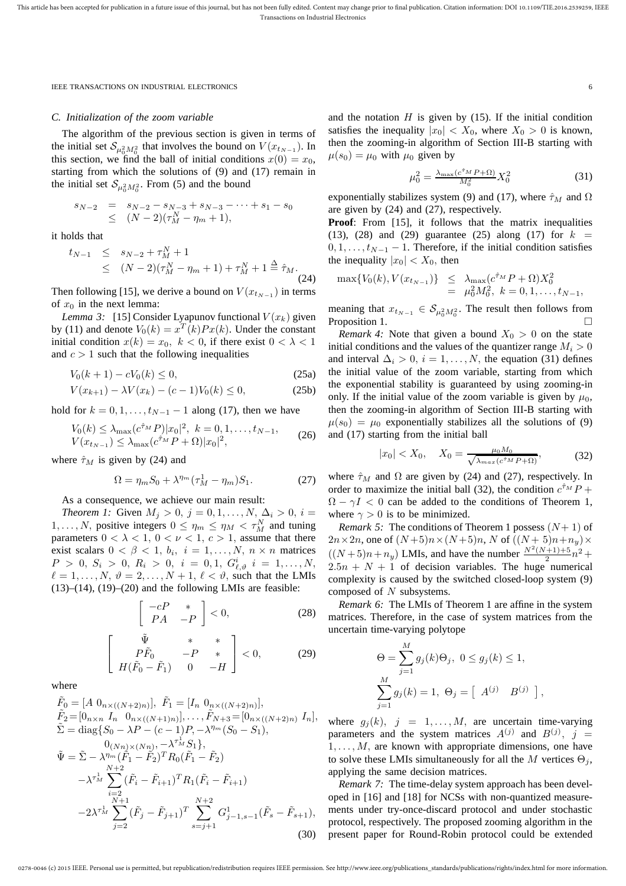### C. Initialization of the zoom variable

The algorithm of the previous section is given in terms of the initial set $\mathcal{S}_{\mu_0^2 M_0^2}$ that involves the bound on $V(x_{t_{N-1}})$. In this section, we find the ball of initial conditions $x(0) = x_0$, starting from which the solutions of (9) and (17) remain in the initial set $\mathcal{S}_{\mu_0^2 M_0^2}$. From (5) and the bound

$$
\begin{array}{rcl}
s_{N-2} & = & s_{N-2} - s_{N-3} + s_{N-3} - \cdots + s_1 - s_0 \\
& \leq & (N-2)(\tau_M^N - \eta_m + 1),
\end{array}
$$

it holds that

$$
\begin{array}{rcl}
t_{N-1} & \leq & s_{N-2} + \tau_M^N + 1 \\
& \leq & (N-2)(\tau_M^N - \eta_m + 1) + \tau_M^N + 1 \triangleq \hat{\tau}_M.
\end{array} \tag{24}
$$

Then following [15], we derive a bound on $V(x_{t_{N-1}})$ in terms of $x_0$ in the next lemma:

*Lemma 3:* [15] Consider Lyapunov functional $V(x_k)$ given by (11) and denote $V_0(k) = x^T(k)Px(k)$. Under the constant initial condition $x(k) = x_0,\ k < 0$, if there exist $0 < \lambda < 1$ and $c > 1$ such that the following inequalities

$$
V_0(k+1) - cV_0(k) \leq 0, \tag{25a}
$$

$$
V(x_{k+1}) - \lambda V(x_k) - (c-1)V_0(k) \leq 0, \tag{25b}
$$

hold for $k = 0, 1, \ldots, t_{N-1} - 1$ along (17), then we have

$$
\begin{array}{l}
V_0(k) \leq \lambda_{\max}(c^{\hat{\tau}_M} P)|x_0|^2,\ k = 0, 1, \ldots, t_{N-1}, \\
V(x_{t_{N-1}}) \leq \lambda_{\max}(c^{\hat{\tau}_M} P + \Omega)|x_0|^2,
\end{array} \tag{26}
$$

where $\hat{\tau}_M$ is given by (24) and

$$
\Omega = \eta_m S_0 + \lambda^{\eta_m}(\tau_M^1 - \eta_m)S_1. \tag{27}
$$

As a consequence, we achieve our main result:

*Theorem 1:* Given $M_j > 0,\ j = 0, 1, \ldots, N,\ \Delta_i > 0,\ i = 1, \ldots, N$, positive integers $0 \leq \eta_m \leq \eta_M < \tau_M^N$ and tuning parameters $0 < \lambda < 1,\ 0 < \nu < 1,\ c > 1$, assume that there exist scalars $0 < \beta < 1,\ b_i,\ i = 1, \ldots, N,\ n \times n$ matrices $P > 0,\ S_i > 0,\ R_i > 0,\ i = 0, 1,\ G^i_{\ell,\vartheta}\ i = 1, \ldots, N,\ \ell = 1, \ldots, N,\ \vartheta = 2, \ldots, N+1,\ \ell < \vartheta$, such that the LMIs (13)–(14), (19)–(20) and the following LMIs are feasible:

$$
\begin{bmatrix} -cP & * \\ PA & -P \end{bmatrix} < 0, \tag{28}
$$

$$
\begin{bmatrix} \tilde{\Psi} & * & * \\ P\tilde{F}_0 & -P & * \\ H(\tilde{F}_0 - \tilde{F}_1) & 0 & -H \end{bmatrix} < 0, \tag{29}
$$

where

$$
\begin{array}{l}
\tilde{F}_0 = [A\ 0_{n \times ((N+2)n)}],\ \tilde{F}_1 = [I_n\ 0_{n \times ((N+2)n)}], \\
\tilde{F}_2 = [0_{n \times n}\ I_n\ \ 0_{n \times ((N+1)n)}], \ldots, \tilde{F}_{N+3} = [0_{n \times ((N+2)n)}\ I_n], \\
\tilde{\Sigma} = \mathrm{diag}\{S_0 - \lambda P - (c-1)P, -\lambda^{\eta_m}(S_0 - S_1), \\
\qquad 0_{(Nn) \times (Nn)}, -\lambda^{\tau_M^1} S_1\}, \\
\tilde{\Psi} = \tilde{\Sigma} - \lambda^{\eta_m}(\tilde{F}_1 - \tilde{F}_2)^T R_0 (\tilde{F}_1 - \tilde{F}_2) \\
\quad -\lambda^{\tau_M^1} \displaystyle\sum_{i=2}^{N+2} (\tilde{F}_i - \tilde{F}_{i+1})^T R_1 (\tilde{F}_i - \tilde{F}_{i+1}) \\
\quad -2\lambda^{\tau_M^1} \displaystyle\sum_{j=2}^{N+1} (\tilde{F}_j - \tilde{F}_{j+1})^T \sum_{s=j+1}^{N+2} G^1_{j-1,s-1}(\tilde{F}_s - \tilde{F}_{s+1}),
\end{array} \tag{30}
$$

and the notation $H$ is given by (15). If the initial condition satisfies the inequality $|x_0| < X_0$, where $X_0 > 0$ is known, then the zooming-in algorithm of Section III-B starting with $\mu(s_0) = \mu_0$ with $\mu_0$ given by

$$
\mu_0^2 = \tfrac{\lambda_{\max}(c^{\hat{\tau}_M} P + \Omega)}{M_0^2} X_0^2 \tag{31}
$$

exponentially stabilizes system (9) and (17), where $\hat{\tau}_M$ and $\Omega$ are given by (24) and (27), respectively.

**Proof**: From [15], it follows that the matrix inequalities (13), (28) and (29) guarantee (25) along (17) for $k = 0, 1, \ldots, t_{N-1} - 1$. Therefore, if the initial condition satisfies the inequality $|x_0| < X_0$, then

$$
\begin{array}{rcl}
\max\{V_0(k), V(x_{t_{N-1}})\} & \leq & \lambda_{\max}(c^{\hat{\tau}_M} P + \Omega)X_0^2 \\
& = & \mu_0^2 M_0^2,\ k = 0, 1, \ldots, t_{N-1},
\end{array}
$$

meaning that $x_{t_{N-1}} \in \mathcal{S}_{\mu_0^2 M_0^2}$. The result then follows from Proposition 1. □

*Remark 4:* Note that given a bound $X_0 > 0$ on the state initial conditions and the values of the quantizer range $M_i > 0$ and interval $\Delta_i > 0,\ i = 1, \ldots, N$, the equation (31) defines the initial value of the zoom variable, starting from which the exponential stability is guaranteed by using zooming-in only. If the initial value of the zoom variable is given by $\mu_0$, then the zooming-in algorithm of Section III-B starting with $\mu(s_0) = \mu_0$ exponentially stabilizes all the solutions of (9) and (17) starting from the initial ball

$$
|x_0| < X_0, \quad X_0 = \frac{\mu_0 M_0}{\sqrt{\lambda_{max}(c^{\hat{\tau}_M} P + \Omega)}}, \tag{32}
$$

where $\hat{\tau}_M$ and $\Omega$ are given by (24) and (27), respectively. In order to maximize the initial ball (32), the condition $c^{\hat{\tau}_M} P + \Omega - \gamma I < 0$ can be added to the conditions of Theorem 1, where $\gamma > 0$ is to be minimized.

*Remark 5:* The conditions of Theorem 1 possess $(N+1)$ of $2n \times 2n$, one of $(N+5)n \times (N+5)n$, $N$ of $((N+5)n + n_y) \times ((N+5)n + n_y)$ LMIs, and have the number $\frac{N^2(N+1)+5}{2}n^2 + 2.5n + N + 1$ of decision variables. The huge numerical complexity is caused by the switched closed-loop system (9) composed of $N$ subsystems.

*Remark 6:* The LMIs of Theorem 1 are affine in the system matrices. Therefore, in the case of system matrices from the uncertain time-varying polytope

$$
\begin{array}{c}
\Theta = \displaystyle\sum_{j=1}^{M} g_j(k)\Theta_j,\ 0 \leq g_j(k) \leq 1, \\
\displaystyle\sum_{j=1}^{M} g_j(k) = 1,\ \Theta_j = \left[\begin{array}{cc} A^{(j)} & B^{(j)} \end{array}\right],
\end{array}
$$

where $g_j(k),\ j = 1, \ldots, M$, are uncertain time-varying parameters and the system matrices $A^{(j)}$ and $B^{(j)},\ j = 1, \ldots, M$, are known with appropriate dimensions, one have to solve these LMIs simultaneously for all the $M$ vertices $\Theta_j$, applying the same decision matrices.

*Remark 7:* The time-delay system approach has been developed in [16] and [18] for NCSs with non-quantized measurements under try-once-discard protocol and under stochastic protocol, respectively. The proposed zooming algorithm in the present paper for Round-Robin protocol could be extended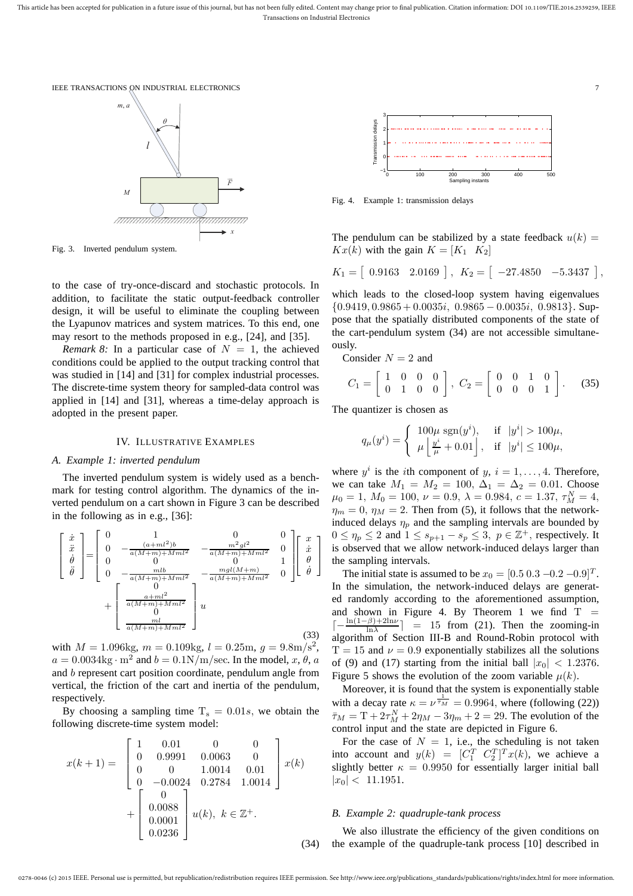Fig. 3. Inverted pendulum system.

to the case of try-once-discard and stochastic protocols. In addition, to facilitate the static output-feedback controller design, it will be useful to eliminate the coupling between the Lyapunov matrices and system matrices. To this end, one may resort to the methods proposed in e.g., [24], and [35].

*Remark 8:* In a particular case of $N = 1$, the achieved conditions could be applied to the output tracking control that was studied in [14] and [31] for complex industrial processes. The discrete-time system theory for sampled-data control was applied in [14] and [31], whereas a time-delay approach is adopted in the present paper.

## IV. Illustrative Examples

### A. Example 1: inverted pendulum

The inverted pendulum system is widely used as a benchmark for testing control algorithm. The dynamics of the inverted pendulum on a cart shown in Figure 3 can be described in the following as in e.g., [36]:

$$
\begin{bmatrix} \dot{x} \\ \ddot{x} \\ \dot{\theta} \\ \ddot{\theta} \end{bmatrix} = \begin{bmatrix} 0 & 1 & 0 & 0 \\ 0 & -\frac{(a+ml^2)b}{a(M+m)+Mml^2} & -\frac{m^2gl^2}{a(M+m)+Mml^2} & 0 \\ 0 & 0 & 0 & 1 \\ 0 & -\frac{mlb}{a(M+m)+Mml^2} & -\frac{mgl(M+m)}{a(M+m)+Mml^2} & 0 \end{bmatrix} \begin{bmatrix} x \\ \dot{x} \\ \theta \\ \dot{\theta} \end{bmatrix} + \begin{bmatrix} 0 \\ \frac{a+ml^2}{a(M+m)+Mml^2} \\ 0 \\ \frac{ml}{a(M+m)+Mml^2} \end{bmatrix} u \tag{33}
$$

with $M = 1.096\text{kg}$, $m = 0.109\text{kg}$, $l = 0.25\text{m}$, $g = 9.8\text{m/s}^2$, $a = 0.0034\text{kg}\cdot\text{m}^2$ and $b = 0.1\text{N/m/sec}$. In the model, $x$, $\theta$, $a$ and $b$ represent cart position coordinate, pendulum angle from vertical, the friction of the cart and inertia of the pendulum, respectively.

By choosing a sampling time $\mathrm{T_s} = 0.01s$, we obtain the following discrete-time system model:

$$
x(k+1) = \begin{bmatrix} 1 & 0.01 & 0 & 0 \\ 0 & 0.9991 & 0.0063 & 0 \\ 0 & 0 & 1.0014 & 0.01 \\ 0 & -0.0024 & 0.2784 & 1.0014 \end{bmatrix} x(k) + \begin{bmatrix} 0 \\ 0.0088 \\ 0.0001 \\ 0.0236 \end{bmatrix} u(k), \ k \in \mathbb{Z}^+. \tag{34}
$$

Fig. 4. Example 1: transmission delays

The pendulum can be stabilized by a state feedback $u(k) = Kx(k)$ with the gain $K = [K_1 \ \ K_2]$

$$
K_1 = \begin{bmatrix} 0.9163 & 2.0169 \end{bmatrix}, \ K_2 = \begin{bmatrix} -27.4850 & -5.3437 \end{bmatrix},
$$

which leads to the closed-loop system having eigenvalues $\{0.9419, 0.9865 + 0.0035i, \ 0.9865 - 0.0035i, \ 0.9813\}$. Suppose that the spatially distributed components of the state of the cart-pendulum system (34) are not accessible simultaneously.

Consider $N = 2$ and

$$
C_1 = \begin{bmatrix} 1 & 0 & 0 & 0 \\ 0 & 1 & 0 & 0 \end{bmatrix}, \ C_2 = \begin{bmatrix} 0 & 0 & 1 & 0 \\ 0 & 0 & 0 & 1 \end{bmatrix}. \tag{35}
$$

The quantizer is chosen as

$$
q_\mu(y^i) = \begin{cases} 100\mu \ \mathrm{sgn}(y^i), & \text{if } |y^i| > 100\mu, \\ \mu \left\lfloor \frac{y^i}{\mu} + 0.01 \right\rfloor, & \text{if } |y^i| \le 100\mu, \end{cases}
$$

where $y^i$ is the $i$th component of $y$, $i = 1, \ldots, 4$. Therefore, we can take $M_1 = M_2 = 100$, $\Delta_1 = \Delta_2 = 0.01$. Choose $\mu_0 = 1$, $M_0 = 100$, $\nu = 0.9$, $\lambda = 0.984$, $c = 1.37$, $\tau_M^N = 4$, $\eta_m = 0$, $\eta_M = 2$. Then from (5), it follows that the network-induced delays $\eta_p$ and the sampling intervals are bounded by $0 \le \eta_p \le 2$ and $1 \le s_{p+1} - s_p \le 3$, $p \in \mathbb{Z}^+$, respectively. It is observed that we allow network-induced delays larger than the sampling intervals.

The initial state is assumed to be $x_0 = [0.5 \ 0.3 \ -0.2 \ -0.9]^T$. In the simulation, the network-induced delays are generated randomly according to the aforementioned assumption, and shown in Figure 4. By Theorem 1 we find $\mathrm{T} = \lceil -\frac{\ln(1-\beta)+2\ln\nu}{\ln\lambda} \rceil = 15$ from (21). Then the zooming-in algorithm of Section III-B and Round-Robin protocol with $\mathrm{T} = 15$ and $\nu = 0.9$ exponentially stabilizes all the solutions of (9) and (17) starting from the initial ball $|x_0| < 1.2376$. Figure 5 shows the evolution of the zoom variable $\mu(k)$.

Moreover, it is found that the system is exponentially stable with a decay rate $\kappa = \nu^{\frac{1}{\bar{\tau}_M}} = 0.9964$, where (following (22)) $\bar{\tau}_M = \mathrm{T} + 2\tau_M^N + 2\eta_M - 3\eta_m + 2 = 29$. The evolution of the control input and the state are depicted in Figure 6.

For the case of $N = 1$, i.e., the scheduling is not taken into account and $y(k) = [C_1^T \ C_2^T]^T x(k)$, we achieve a slightly better $\kappa = 0.9950$ for essentially larger initial ball $|x_0| < 11.1951$.

### B. Example 2: quadruple-tank process

We also illustrate the efficiency of the given conditions on the example of the quadruple-tank process [10] described in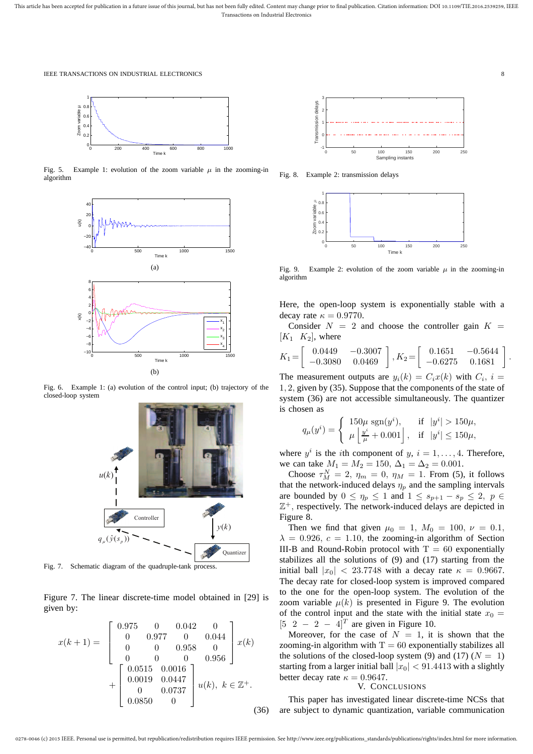Fig. 5. Example 1: evolution of the zoom variable $\mu$ in the zooming-in algorithm

(a)

(b)

Fig. 6. Example 1: (a) evolution of the control input; (b) trajectory of the closed-loop system

Fig. 7. Schematic diagram of the quadruple-tank process.

Figure 7. The linear discrete-time model obtained in [29] is given by:

$$x(k+1) = \begin{bmatrix} 0.975 & 0 & 0.042 & 0 \\ 0 & 0.977 & 0 & 0.044 \\ 0 & 0 & 0.958 & 0 \\ 0 & 0 & 0 & 0.956 \end{bmatrix} x(k) + \begin{bmatrix} 0.0515 & 0.0016 \\ 0.0019 & 0.0447 \\ 0 & 0.0737 \\ 0.0850 & 0 \end{bmatrix} u(k), \; k \in \mathbb{Z}^+. \tag{36}$$

Fig. 8. Example 2: transmission delays

Fig. 9. Example 2: evolution of the zoom variable $\mu$ in the zooming-in algorithm

Here, the open-loop system is exponentially stable with a decay rate $\kappa = 0.9770$.

Consider $N = 2$ and choose the controller gain $K = [K_1 \;\; K_2]$, where

$$K_1 = \begin{bmatrix} 0.0449 & -0.3007 \\ -0.3080 & 0.0469 \end{bmatrix}, K_2 = \begin{bmatrix} 0.1651 & -0.5644 \\ -0.6275 & 0.1681 \end{bmatrix}.$$

The measurement outputs are $y_i(k) = C_i x(k)$ with $C_i$, $i = 1, 2$, given by (35). Suppose that the components of the state of system (36) are not accessible simultaneously. The quantizer is chosen as

$$q_\mu(y^i) = \begin{cases} 150\mu \; \mathrm{sgn}(y^i), & \text{if } |y^i| > 150\mu, \\ \mu \left\lfloor \frac{y^i}{\mu} + 0.001 \right\rfloor, & \text{if } |y^i| \leq 150\mu, \end{cases}$$

where $y^i$ is the $i$th component of $y$, $i = 1, \ldots, 4$. Therefore, we can take $M_1 = M_2 = 150$, $\Delta_1 = \Delta_2 = 0.001$.

Choose $\tau_M^N = 2$, $\eta_m = 0$, $\eta_M = 1$. From (5), it follows that the network-induced delays $\eta_p$ and the sampling intervals are bounded by $0 \leq \eta_p \leq 1$ and $1 \leq s_{p+1} - s_p \leq 2$, $p \in \mathbb{Z}^+$, respectively. The network-induced delays are depicted in Figure 8.

Then we find that given $\mu_0 = 1$, $M_0 = 100$, $\nu = 0.1$, $\lambda = 0.926$, $c = 1.10$, the zooming-in algorithm of Section III-B and Round-Robin protocol with $\mathrm{T} = 60$ exponentially stabilizes all the solutions of (9) and (17) starting from the initial ball $|x_0| < 23.7748$ with a decay rate $\kappa = 0.9667$. The decay rate for closed-loop system is improved compared to the one for the open-loop system. The evolution of the zoom variable $\mu(k)$ is presented in Figure 9. The evolution of the control input and the state with the initial state $x_0 = [5 \;\; 2 \;\; -2 \;\; -4]^T$ are given in Figure 10.

Moreover, for the case of $N = 1$, it is shown that the zooming-in algorithm with $\mathrm{T} = 60$ exponentially stabilizes all the solutions of the closed-loop system (9) and (17) ($N = 1$) starting from a larger initial ball $|x_0| < 91.4413$ with a slightly better decay rate $\kappa = 0.9647$.

## V. Conclusions

This paper has investigated linear discrete-time NCSs that are subject to dynamic quantization, variable communication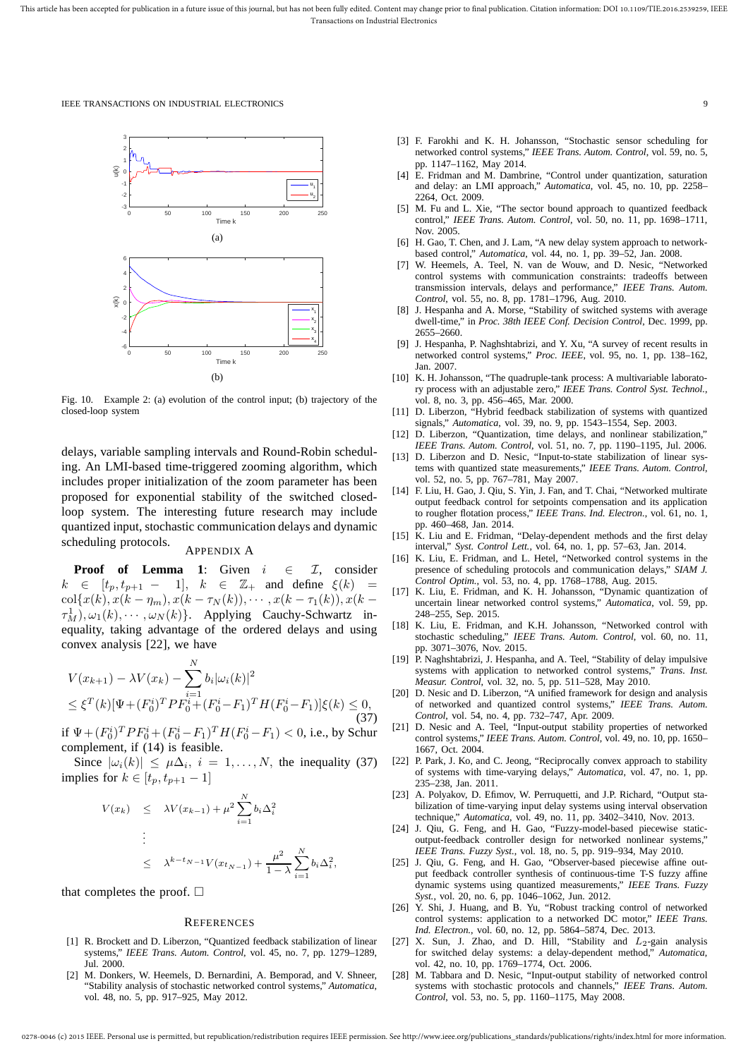Fig. 10. Example 2: (a) evolution of the control input; (b) trajectory of the closed-loop system

delays, variable sampling intervals and Round-Robin scheduling. An LMI-based time-triggered zooming algorithm, which includes proper initialization of the zoom parameter has been proposed for exponential stability of the switched closed-loop system. The interesting future research may include quantized input, stochastic communication delays and dynamic scheduling protocols.

## APPENDIX A

**Proof of Lemma 1**: Given $i \in \mathcal{I}$, consider $k \in [t_p, t_{p+1} - 1]$, $k \in \mathbb{Z}_+$ and define $\xi(k) = \mathrm{col}\{x(k), x(k-\eta_m), x(k-\tau_N(k)), \cdots, x(k-\tau_1(k)), x(k-\tau_M^1), \omega_1(k), \cdots, \omega_N(k)\}$. Applying Cauchy-Schwartz inequality, taking advantage of the ordered delays and using convex analysis [22], we have

$$
\begin{aligned}
&V(x_{k+1}) - \lambda V(x_k) - \sum_{i=1}^{N} b_i |\omega_i(k)|^2 \\
&\leq \xi^T(k)[\Psi + (F_0^i)^T P F_0^i + (F_0^i - F_1)^T H (F_0^i - F_1)]\xi(k) \leq 0,
\end{aligned} \tag{37}
$$

if $\Psi + (F_0^i)^T P F_0^i + (F_0^i - F_1)^T H (F_0^i - F_1) < 0$, i.e., by Schur complement, if (14) is feasible.

Since $|\omega_i(k)| \leq \mu\Delta_i$, $i = 1, \ldots, N$, the inequality (37) implies for $k \in [t_p, t_{p+1} - 1]$

$$
\begin{aligned}
V(x_k) &\leq \lambda V(x_{k-1}) + \mu^2 \sum_{i=1}^{N} b_i \Delta_i^2 \\
&\;\vdots \\
&\leq \lambda^{k - t_{N-1}} V(x_{t_{N-1}}) + \frac{\mu^2}{1-\lambda} \sum_{i=1}^{N} b_i \Delta_i^2,
\end{aligned}
$$

that completes the proof. □

## REFERENCES

[1] R. Brockett and D. Liberzon, "Quantized feedback stabilization of linear systems," *IEEE Trans. Autom. Control*, vol. 45, no. 7, pp. 1279–1289, Jul. 2000.

[2] M. Donkers, W. Heemels, D. Bernardini, A. Bemporad, and V. Shneer, "Stability analysis of stochastic networked control systems," *Automatica*, vol. 48, no. 5, pp. 917–925, May 2012.

[3] F. Farokhi and K. H. Johansson, "Stochastic sensor scheduling for networked control systems," *IEEE Trans. Autom. Control*, vol. 59, no. 5, pp. 1147–1162, May 2014.

[4] E. Fridman and M. Dambrine, "Control under quantization, saturation and delay: an LMI approach," *Automatica*, vol. 45, no. 10, pp. 2258–2264, Oct. 2009.

[5] M. Fu and L. Xie, "The sector bound approach to quantized feedback control," *IEEE Trans. Autom. Control*, vol. 50, no. 11, pp. 1698–1711, Nov. 2005.

[6] H. Gao, T. Chen, and J. Lam, "A new delay system approach to network-based control," *Automatica*, vol. 44, no. 1, pp. 39–52, Jan. 2008.

[7] W. Heemels, A. Teel, N. van de Wouw, and D. Nesic, "Networked control systems with communication constraints: tradeoffs between transmission intervals, delays and performance," *IEEE Trans. Autom. Control*, vol. 55, no. 8, pp. 1781–1796, Aug. 2010.

[8] J. Hespanha and A. Morse, "Stability of switched systems with average dwell-time," in *Proc. 38th IEEE Conf. Decision Control*, Dec. 1999, pp. 2655–2660.

[9] J. Hespanha, P. Naghshtabrizi, and Y. Xu, "A survey of recent results in networked control systems," *Proc. IEEE*, vol. 95, no. 1, pp. 138–162, Jan. 2007.

[10] K. H. Johansson, "The quadruple-tank process: A multivariable laboratory process with an adjustable zero," *IEEE Trans. Control Syst. Technol.*, vol. 8, no. 3, pp. 456–465, Mar. 2000.

[11] D. Liberzon, "Hybrid feedback stabilization of systems with quantized signals," *Automatica*, vol. 39, no. 9, pp. 1543–1554, Sep. 2003.

[12] D. Liberzon, "Quantization, time delays, and nonlinear stabilization," *IEEE Trans. Autom. Control*, vol. 51, no. 7, pp. 1190–1195, Jul. 2006.

[13] D. Liberzon and D. Nesic, "Input-to-state stabilization of linear systems with quantized state measurements," *IEEE Trans. Autom. Control*, vol. 52, no. 5, pp. 767–781, May 2007.

[14] F. Liu, H. Gao, J. Qiu, S. Yin, J. Fan, and T. Chai, "Networked multirate output feedback control for setpoints compensation and its application to rougher flotation process," *IEEE Trans. Ind. Electron.*, vol. 61, no. 1, pp. 460–468, Jan. 2014.

[15] K. Liu and E. Fridman, "Delay-dependent methods and the first delay interval," *Syst. Control Lett.*, vol. 64, no. 1, pp. 57–63, Jan. 2014.

[16] K. Liu, E. Fridman, and L. Hetel, "Networked control systems in the presence of scheduling protocols and communication delays," *SIAM J. Control Optim.*, vol. 53, no. 4, pp. 1768–1788, Aug. 2015.

[17] K. Liu, E. Fridman, and K. H. Johansson, "Dynamic quantization of uncertain linear networked control systems," *Automatica*, vol. 59, pp. 248–255, Sep. 2015.

[18] K. Liu, E. Fridman, and K.H. Johansson, "Networked control with stochastic scheduling," *IEEE Trans. Autom. Control*, vol. 60, no. 11, pp. 3071–3076, Nov. 2015.

[19] P. Naghshtabrizi, J. Hespanha, and A. Teel, "Stability of delay impulsive systems with application to networked control systems," *Trans. Inst. Measur. Control*, vol. 32, no. 5, pp. 511–528, May 2010.

[20] D. Nesic and D. Liberzon, "A unified framework for design and analysis of networked and quantized control systems," *IEEE Trans. Autom. Control*, vol. 54, no. 4, pp. 732–747, Apr. 2009.

[21] D. Nesic and A. Teel, "Input-output stability properties of networked control systems," *IEEE Trans. Autom. Control*, vol. 49, no. 10, pp. 1650–1667, Oct. 2004.

[22] P. Park, J. Ko, and C. Jeong, "Reciprocally convex approach to stability of systems with time-varying delays," *Automatica*, vol. 47, no. 1, pp. 235–238, Jan. 2011.

[23] A. Polyakov, D. Efimov, W. Perruquetti, and J.P. Richard, "Output stabilization of time-varying input delay systems using interval observation technique," *Automatica*, vol. 49, no. 11, pp. 3402–3410, Nov. 2013.

[24] J. Qiu, G. Feng, and H. Gao, "Fuzzy-model-based piecewise static-output-feedback controller design for networked nonlinear systems," *IEEE Trans. Fuzzy Syst.*, vol. 18, no. 5, pp. 919–934, May 2010.

[25] J. Qiu, G. Feng, and H. Gao, "Observer-based piecewise affine output feedback controller synthesis of continuous-time T-S fuzzy affine dynamic systems using quantized measurements," *IEEE Trans. Fuzzy Syst.*, vol. 20, no. 6, pp. 1046–1062, Jun. 2012.

[26] Y. Shi, J. Huang, and B. Yu, "Robust tracking control of networked control systems: application to a networked DC motor," *IEEE Trans. Ind. Electron.*, vol. 60, no. 12, pp. 5864–5874, Dec. 2013.

[27] X. Sun, J. Zhao, and D. Hill, "Stability and $L_2$-gain analysis for switched delay systems: a delay-dependent method," *Automatica*, vol. 42, no. 10, pp. 1769–1774, Oct. 2006.

[28] M. Tabbara and D. Nesic, "Input-output stability of networked control systems with stochastic protocols and channels," *IEEE Trans. Autom. Control*, vol. 53, no. 5, pp. 1160–1175, May 2008.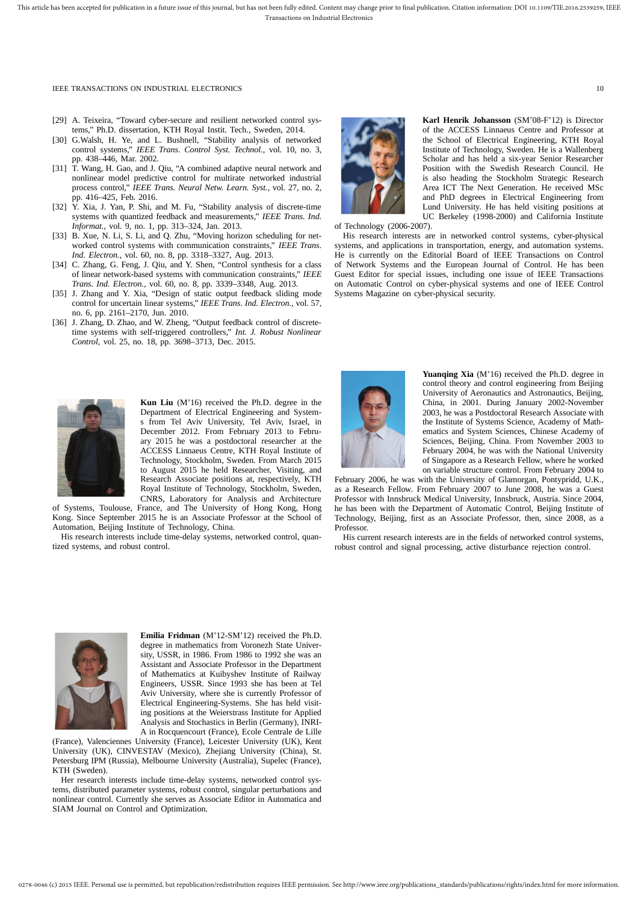[29] A. Teixeira, "Toward cyber-secure and resilient networked control systems," Ph.D. dissertation, KTH Royal Instit. Tech., Sweden, 2014.

[30] G.Walsh, H. Ye, and L. Bushnell, "Stability analysis of networked control systems," *IEEE Trans. Control Syst. Technol.*, vol. 10, no. 3, pp. 438–446, Mar. 2002.

[31] T. Wang, H. Gao, and J. Qiu, "A combined adaptive neural network and nonlinear model predictive control for multirate networked industrial process control," *IEEE Trans. Neural Netw. Learn. Syst.*, vol. 27, no. 2, pp. 416–425, Feb. 2016.

[32] Y. Xia, J. Yan, P. Shi, and M. Fu, "Stability analysis of discrete-time systems with quantized feedback and measurements," *IEEE Trans. Ind. Informat.*, vol. 9, no. 1, pp. 313–324, Jan. 2013.

[33] B. Xue, N. Li, S. Li, and Q. Zhu, "Moving horizon scheduling for networked control systems with communication constraints," *IEEE Trans. Ind. Electron.*, vol. 60, no. 8, pp. 3318–3327, Aug. 2013.

[34] C. Zhang, G. Feng, J. Qiu, and Y. Shen, "Control synthesis for a class of linear network-based systems with communication constraints," *IEEE Trans. Ind. Electron.*, vol. 60, no. 8, pp. 3339–3348, Aug. 2013.

[35] J. Zhang and Y. Xia, "Design of static output feedback sliding mode control for uncertain linear systems," *IEEE Trans. Ind. Electron.*, vol. 57, no. 6, pp. 2161–2170, Jun. 2010.

[36] J. Zhang, D. Zhao, and W. Zheng, "Output feedback control of discrete-time systems with self-triggered controllers," *Int. J. Robust Nonlinear Control*, vol. 25, no. 18, pp. 3698–3713, Dec. 2015.

**Kun Liu** (M'16) received the Ph.D. degree in the Department of Electrical Engineering and Systems from Tel Aviv University, Tel Aviv, Israel, in December 2012. From February 2013 to February 2015 he was a postdoctoral researcher at the ACCESS Linnaeus Centre, KTH Royal Institute of Technology, Stockholm, Sweden. From March 2015 to August 2015 he held Researcher, Visiting, and Research Associate positions at, respectively, KTH Royal Institute of Technology, Stockholm, Sweden, CNRS, Laboratory for Analysis and Architecture of Systems, Toulouse, France, and The University of Hong Kong, Hong Kong. Since September 2015 he is an Associate Professor at the School of Automation, Beijing Institute of Technology, China.

His research interests include time-delay systems, networked control, quantized systems, and robust control.

**Emilia Fridman** (M'12-SM'12) received the Ph.D. degree in mathematics from Voronezh State University, USSR, in 1986. From 1986 to 1992 she was an Assistant and Associate Professor in the Department of Mathematics at Kuibyshev Institute of Railway Engineers, USSR. Since 1993 she has been at Tel Aviv University, where she is currently Professor of Electrical Engineering-Systems. She has held visiting positions at the Weierstrass Institute for Applied Analysis and Stochastics in Berlin (Germany), INRIA in Rocquencourt (France), Ecole Centrale de Lille (France), Valenciennes University (France), Leicester University (UK), Kent University (UK), CINVESTAV (Mexico), Zhejiang University (China), St. Petersburg IPM (Russia), Melbourne University (Australia), Supelec (France), KTH (Sweden).

Her research interests include time-delay systems, networked control systems, distributed parameter systems, robust control, singular perturbations and nonlinear control. Currently she serves as Associate Editor in Automatica and SIAM Journal on Control and Optimization.

**Karl Henrik Johansson** (SM'08-F'12) is Director of the ACCESS Linnaeus Centre and Professor at the School of Electrical Engineering, KTH Royal Institute of Technology, Sweden. He is a Wallenberg Scholar and has held a six-year Senior Researcher Position with the Swedish Research Council. He is also heading the Stockholm Strategic Research Area ICT The Next Generation. He received MSc and PhD degrees in Electrical Engineering from Lund University. He has held visiting positions at UC Berkeley (1998-2000) and California Institute of Technology (2006-2007).

His research interests are in networked control systems, cyber-physical systems, and applications in transportation, energy, and automation systems. He is currently on the Editorial Board of IEEE Transactions on Control of Network Systems and the European Journal of Control. He has been Guest Editor for special issues, including one issue of IEEE Transactions on Automatic Control on cyber-physical systems and one of IEEE Control Systems Magazine on cyber-physical security.

**Yuanqing Xia** (M'16) received the Ph.D. degree in control theory and control engineering from Beijing University of Aeronautics and Astronautics, Beijing, China, in 2001. During January 2002-November 2003, he was a Postdoctoral Research Associate with the Institute of Systems Science, Academy of Mathematics and System Sciences, Chinese Academy of Sciences, Beijing, China. From November 2003 to February 2004, he was with the National University of Singapore as a Research Fellow, where he worked on variable structure control. From February 2004 to February 2006, he was with the University of Glamorgan, Pontypridd, U.K., as a Research Fellow. From February 2007 to June 2008, he was a Guest Professor with Innsbruck Medical University, Innsbruck, Austria. Since 2004, he has been with the Department of Automatic Control, Beijing Institute of Technology, Beijing, first as an Associate Professor, then, since 2008, as a Professor.

His current research interests are in the fields of networked control systems, robust control and signal processing, active disturbance rejection control.